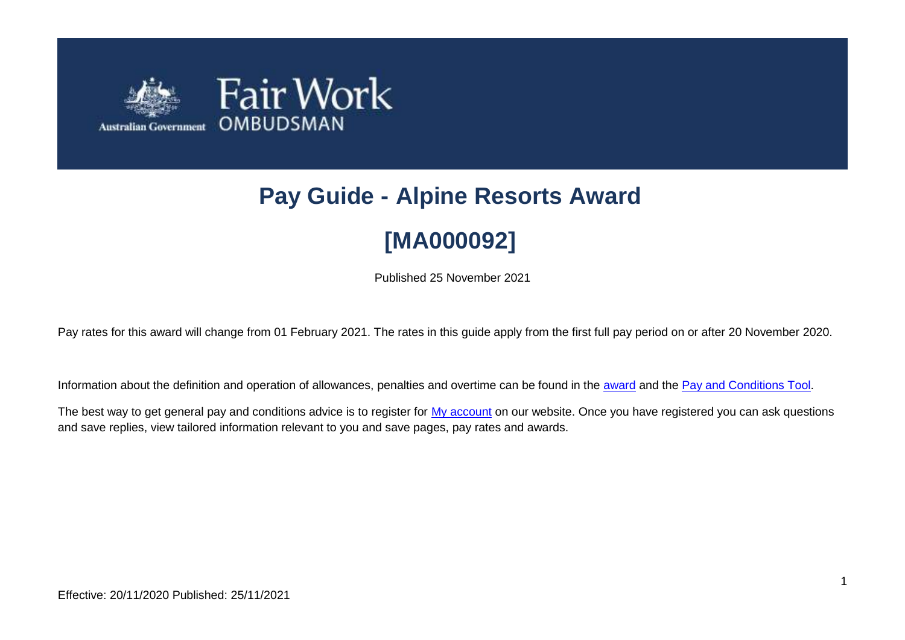# Pay Guide - Alpine Resorts Award

# [MA000092]

Published 25 November 2021

Pay rates for this award will change from 01 February 2021. The rates in this guide apply from the first full pay period on or after 20 November 2020.

Information about the definition and operation of allowances, penalties and overtime can be found in the award and the Pay and Conditions Tool.

The best way to get general pay and conditions advice is to register for My account on our website. Once you have registered you can ask questions and save replies, view tailored information relevant to you and save pages, pay rates and awards.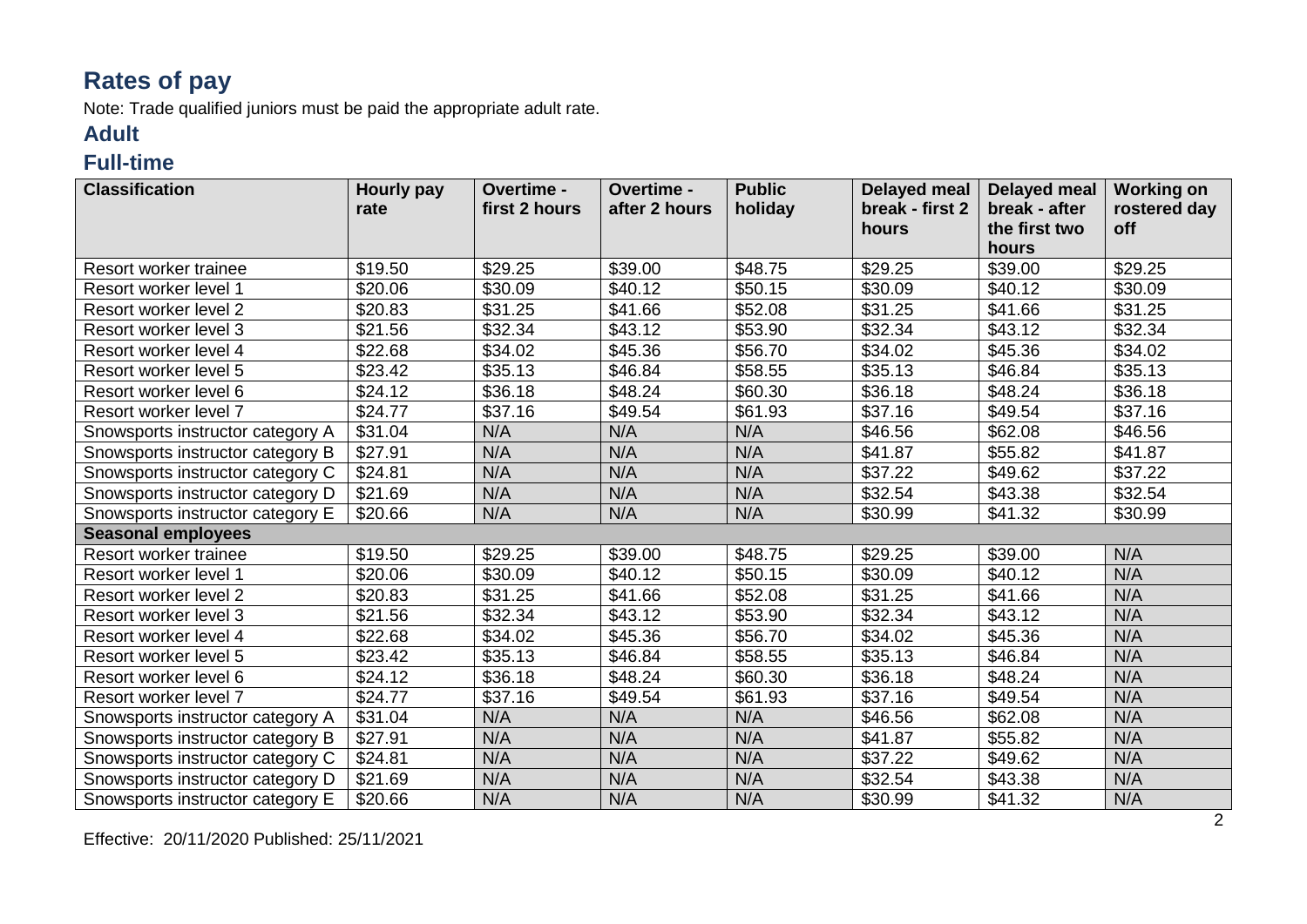# Rates of pay

Note: Trade qualified juniors must be paid the appropriate adult rate.

## Adult

## Full-time

| Classification | Hourly pay rate | Overtime - first 2 hours | Overtime - after 2 hours | Public holiday | Delayed meal break - first 2 hours | Delayed meal break - after the first two hours | Working on rostered day off |
|---|---|---|---|---|---|---|---|
| Resort worker trainee | $19.50 | $29.25 | $39.00 | $48.75 | $29.25 | $39.00 | $29.25 |
| Resort worker level 1 | $20.06 | $30.09 | $40.12 | $50.15 | $30.09 | $40.12 | $30.09 |
| Resort worker level 2 | $20.83 | $31.25 | $41.66 | $52.08 | $31.25 | $41.66 | $31.25 |
| Resort worker level 3 | $21.56 | $32.34 | $43.12 | $53.90 | $32.34 | $43.12 | $32.34 |
| Resort worker level 4 | $22.68 | $34.02 | $45.36 | $56.70 | $34.02 | $45.36 | $34.02 |
| Resort worker level 5 | $23.42 | $35.13 | $46.84 | $58.55 | $35.13 | $46.84 | $35.13 |
| Resort worker level 6 | $24.12 | $36.18 | $48.24 | $60.30 | $36.18 | $48.24 | $36.18 |
| Resort worker level 7 | $24.77 | $37.16 | $49.54 | $61.93 | $37.16 | $49.54 | $37.16 |
| Snowsports instructor category A | $31.04 | N/A | N/A | N/A | $46.56 | $62.08 | $46.56 |
| Snowsports instructor category B | $27.91 | N/A | N/A | N/A | $41.87 | $55.82 | $41.87 |
| Snowsports instructor category C | $24.81 | N/A | N/A | N/A | $37.22 | $49.62 | $37.22 |
| Snowsports instructor category D | $21.69 | N/A | N/A | N/A | $32.54 | $43.38 | $32.54 |
| Snowsports instructor category E | $20.66 | N/A | N/A | N/A | $30.99 | $41.32 | $30.99 |
| **Seasonal employees** | | | | | | | |
| Resort worker trainee | $19.50 | $29.25 | $39.00 | $48.75 | $29.25 | $39.00 | N/A |
| Resort worker level 1 | $20.06 | $30.09 | $40.12 | $50.15 | $30.09 | $40.12 | N/A |
| Resort worker level 2 | $20.83 | $31.25 | $41.66 | $52.08 | $31.25 | $41.66 | N/A |
| Resort worker level 3 | $21.56 | $32.34 | $43.12 | $53.90 | $32.34 | $43.12 | N/A |
| Resort worker level 4 | $22.68 | $34.02 | $45.36 | $56.70 | $34.02 | $45.36 | N/A |
| Resort worker level 5 | $23.42 | $35.13 | $46.84 | $58.55 | $35.13 | $46.84 | N/A |
| Resort worker level 6 | $24.12 | $36.18 | $48.24 | $60.30 | $36.18 | $48.24 | N/A |
| Resort worker level 7 | $24.77 | $37.16 | $49.54 | $61.93 | $37.16 | $49.54 | N/A |
| Snowsports instructor category A | $31.04 | N/A | N/A | N/A | $46.56 | $62.08 | N/A |
| Snowsports instructor category B | $27.91 | N/A | N/A | N/A | $41.87 | $55.82 | N/A |
| Snowsports instructor category C | $24.81 | N/A | N/A | N/A | $37.22 | $49.62 | N/A |
| Snowsports instructor category D | $21.69 | N/A | N/A | N/A | $32.54 | $43.38 | N/A |
| Snowsports instructor category E | $20.66 | N/A | N/A | N/A | $30.99 | $41.32 | N/A |

Effective: 20/11/2020 Published: 25/11/2021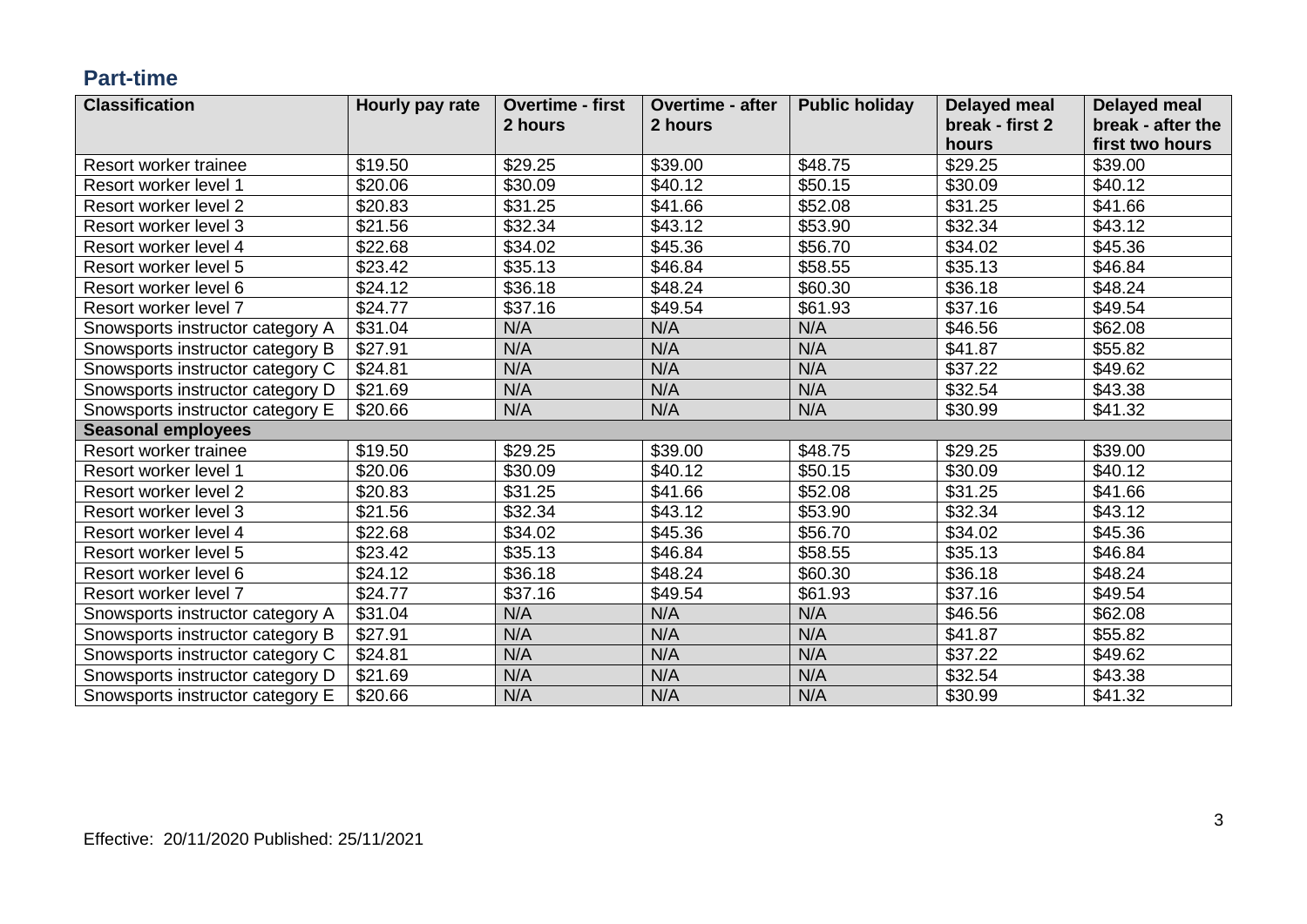## Part-time

| Classification | Hourly pay rate | Overtime - first 2 hours | Overtime - after 2 hours | Public holiday | Delayed meal break - first 2 hours | Delayed meal break - after the first two hours |
|---|---|---|---|---|---|---|
| Resort worker trainee | $19.50 | $29.25 | $39.00 | $48.75 | $29.25 | $39.00 |
| Resort worker level 1 | $20.06 | $30.09 | $40.12 | $50.15 | $30.09 | $40.12 |
| Resort worker level 2 | $20.83 | $31.25 | $41.66 | $52.08 | $31.25 | $41.66 |
| Resort worker level 3 | $21.56 | $32.34 | $43.12 | $53.90 | $32.34 | $43.12 |
| Resort worker level 4 | $22.68 | $34.02 | $45.36 | $56.70 | $34.02 | $45.36 |
| Resort worker level 5 | $23.42 | $35.13 | $46.84 | $58.55 | $35.13 | $46.84 |
| Resort worker level 6 | $24.12 | $36.18 | $48.24 | $60.30 | $36.18 | $48.24 |
| Resort worker level 7 | $24.77 | $37.16 | $49.54 | $61.93 | $37.16 | $49.54 |
| Snowsports instructor category A | $31.04 | N/A | N/A | N/A | $46.56 | $62.08 |
| Snowsports instructor category B | $27.91 | N/A | N/A | N/A | $41.87 | $55.82 |
| Snowsports instructor category C | $24.81 | N/A | N/A | N/A | $37.22 | $49.62 |
| Snowsports instructor category D | $21.69 | N/A | N/A | N/A | $32.54 | $43.38 |
| Snowsports instructor category E | $20.66 | N/A | N/A | N/A | $30.99 | $41.32 |
| **Seasonal employees** | | | | | | |
| Resort worker trainee | $19.50 | $29.25 | $39.00 | $48.75 | $29.25 | $39.00 |
| Resort worker level 1 | $20.06 | $30.09 | $40.12 | $50.15 | $30.09 | $40.12 |
| Resort worker level 2 | $20.83 | $31.25 | $41.66 | $52.08 | $31.25 | $41.66 |
| Resort worker level 3 | $21.56 | $32.34 | $43.12 | $53.90 | $32.34 | $43.12 |
| Resort worker level 4 | $22.68 | $34.02 | $45.36 | $56.70 | $34.02 | $45.36 |
| Resort worker level 5 | $23.42 | $35.13 | $46.84 | $58.55 | $35.13 | $46.84 |
| Resort worker level 6 | $24.12 | $36.18 | $48.24 | $60.30 | $36.18 | $48.24 |
| Resort worker level 7 | $24.77 | $37.16 | $49.54 | $61.93 | $37.16 | $49.54 |
| Snowsports instructor category A | $31.04 | N/A | N/A | N/A | $46.56 | $62.08 |
| Snowsports instructor category B | $27.91 | N/A | N/A | N/A | $41.87 | $55.82 |
| Snowsports instructor category C | $24.81 | N/A | N/A | N/A | $37.22 | $49.62 |
| Snowsports instructor category D | $21.69 | N/A | N/A | N/A | $32.54 | $43.38 |
| Snowsports instructor category E | $20.66 | N/A | N/A | N/A | $30.99 | $41.32 |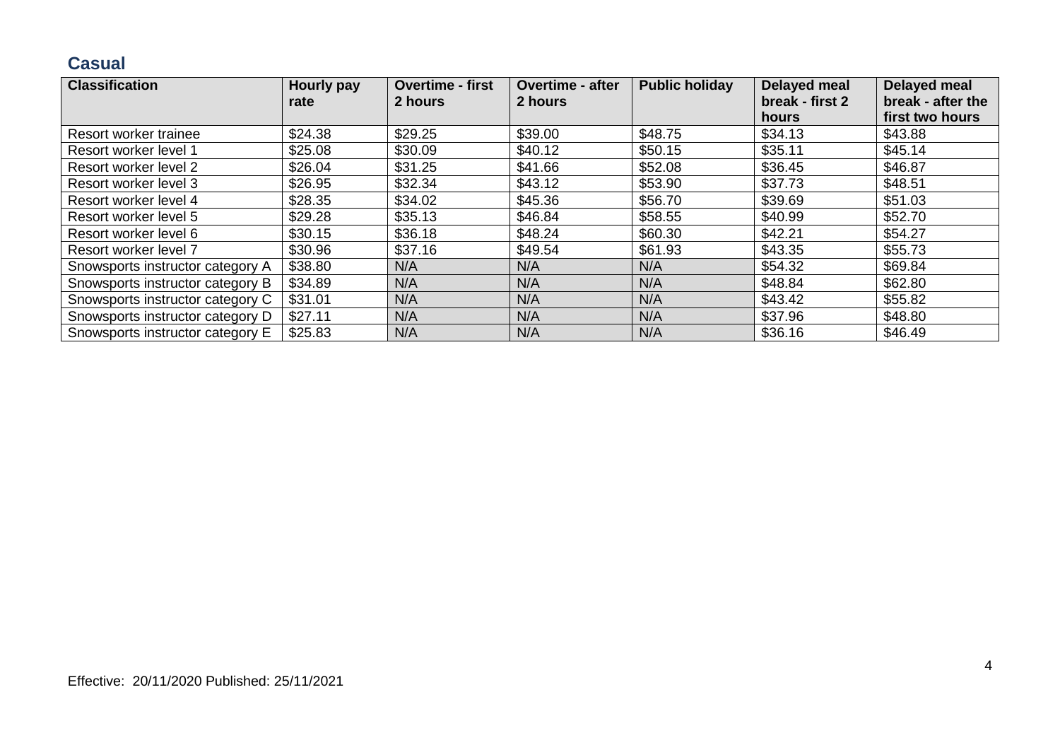## Casual

| Classification | Hourly pay rate | Overtime - first 2 hours | Overtime - after 2 hours | Public holiday | Delayed meal break - first 2 hours | Delayed meal break - after the first two hours |
|---|---|---|---|---|---|---|
| Resort worker trainee | $24.38 | $29.25 | $39.00 | $48.75 | $34.13 | $43.88 |
| Resort worker level 1 | $25.08 | $30.09 | $40.12 | $50.15 | $35.11 | $45.14 |
| Resort worker level 2 | $26.04 | $31.25 | $41.66 | $52.08 | $36.45 | $46.87 |
| Resort worker level 3 | $26.95 | $32.34 | $43.12 | $53.90 | $37.73 | $48.51 |
| Resort worker level 4 | $28.35 | $34.02 | $45.36 | $56.70 | $39.69 | $51.03 |
| Resort worker level 5 | $29.28 | $35.13 | $46.84 | $58.55 | $40.99 | $52.70 |
| Resort worker level 6 | $30.15 | $36.18 | $48.24 | $60.30 | $42.21 | $54.27 |
| Resort worker level 7 | $30.96 | $37.16 | $49.54 | $61.93 | $43.35 | $55.73 |
| Snowsports instructor category A | $38.80 | N/A | N/A | N/A | $54.32 | $69.84 |
| Snowsports instructor category B | $34.89 | N/A | N/A | N/A | $48.84 | $62.80 |
| Snowsports instructor category C | $31.01 | N/A | N/A | N/A | $43.42 | $55.82 |
| Snowsports instructor category D | $27.11 | N/A | N/A | N/A | $37.96 | $48.80 |
| Snowsports instructor category E | $25.83 | N/A | N/A | N/A | $36.16 | $46.49 |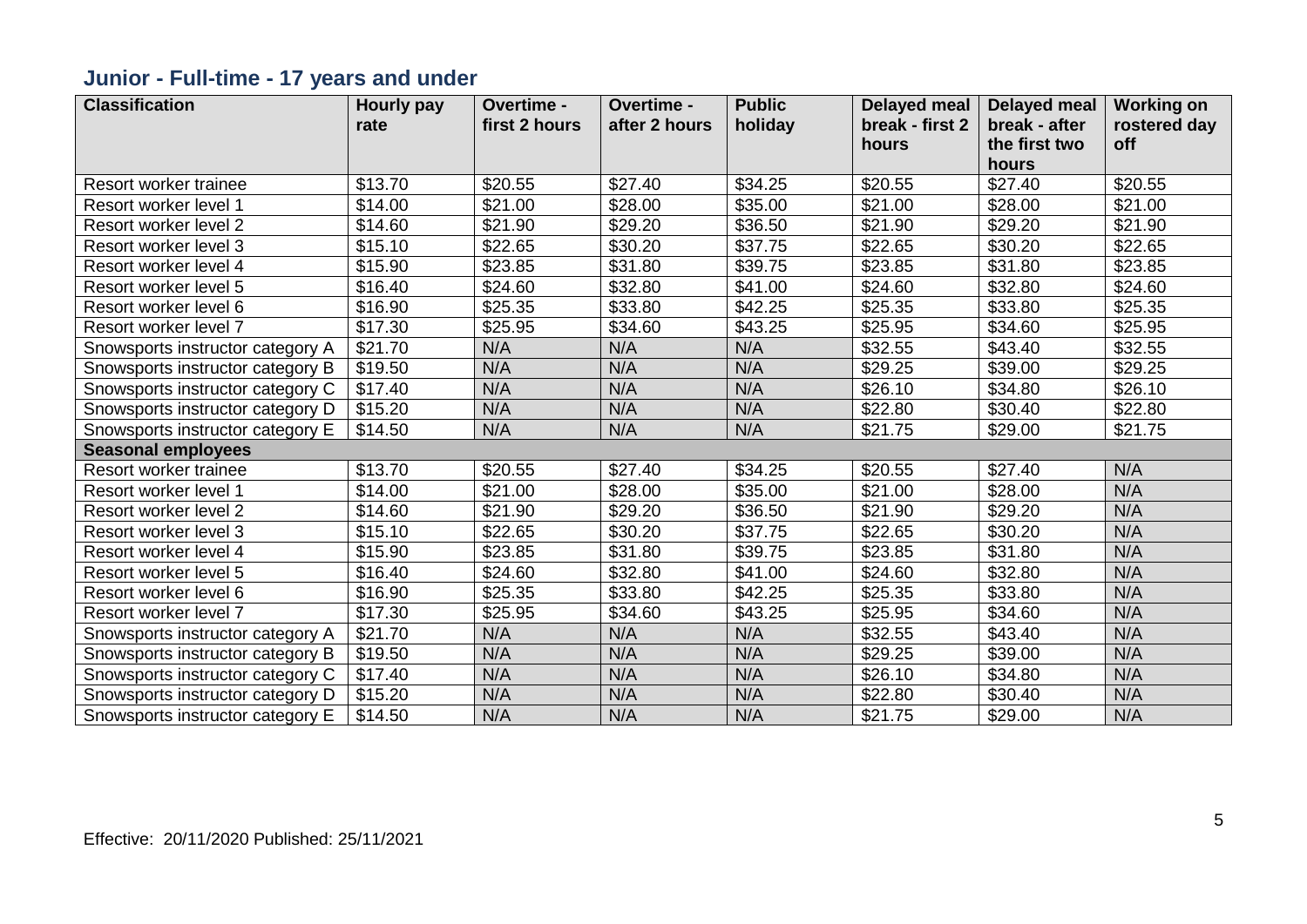## Junior - Full-time - 17 years and under

| Classification | Hourly pay rate | Overtime - first 2 hours | Overtime - after 2 hours | Public holiday | Delayed meal break - first 2 hours | Delayed meal break - after the first two hours | Working on rostered day off |
|---|---|---|---|---|---|---|---|
| Resort worker trainee | $13.70 | $20.55 | $27.40 | $34.25 | $20.55 | $27.40 | $20.55 |
| Resort worker level 1 | $14.00 | $21.00 | $28.00 | $35.00 | $21.00 | $28.00 | $21.00 |
| Resort worker level 2 | $14.60 | $21.90 | $29.20 | $36.50 | $21.90 | $29.20 | $21.90 |
| Resort worker level 3 | $15.10 | $22.65 | $30.20 | $37.75 | $22.65 | $30.20 | $22.65 |
| Resort worker level 4 | $15.90 | $23.85 | $31.80 | $39.75 | $23.85 | $31.80 | $23.85 |
| Resort worker level 5 | $16.40 | $24.60 | $32.80 | $41.00 | $24.60 | $32.80 | $24.60 |
| Resort worker level 6 | $16.90 | $25.35 | $33.80 | $42.25 | $25.35 | $33.80 | $25.35 |
| Resort worker level 7 | $17.30 | $25.95 | $34.60 | $43.25 | $25.95 | $34.60 | $25.95 |
| Snowsports instructor category A | $21.70 | N/A | N/A | N/A | $32.55 | $43.40 | $32.55 |
| Snowsports instructor category B | $19.50 | N/A | N/A | N/A | $29.25 | $39.00 | $29.25 |
| Snowsports instructor category C | $17.40 | N/A | N/A | N/A | $26.10 | $34.80 | $26.10 |
| Snowsports instructor category D | $15.20 | N/A | N/A | N/A | $22.80 | $30.40 | $22.80 |
| Snowsports instructor category E | $14.50 | N/A | N/A | N/A | $21.75 | $29.00 | $21.75 |
| **Seasonal employees** | | | | | | | |
| Resort worker trainee | $13.70 | $20.55 | $27.40 | $34.25 | $20.55 | $27.40 | N/A |
| Resort worker level 1 | $14.00 | $21.00 | $28.00 | $35.00 | $21.00 | $28.00 | N/A |
| Resort worker level 2 | $14.60 | $21.90 | $29.20 | $36.50 | $21.90 | $29.20 | N/A |
| Resort worker level 3 | $15.10 | $22.65 | $30.20 | $37.75 | $22.65 | $30.20 | N/A |
| Resort worker level 4 | $15.90 | $23.85 | $31.80 | $39.75 | $23.85 | $31.80 | N/A |
| Resort worker level 5 | $16.40 | $24.60 | $32.80 | $41.00 | $24.60 | $32.80 | N/A |
| Resort worker level 6 | $16.90 | $25.35 | $33.80 | $42.25 | $25.35 | $33.80 | N/A |
| Resort worker level 7 | $17.30 | $25.95 | $34.60 | $43.25 | $25.95 | $34.60 | N/A |
| Snowsports instructor category A | $21.70 | N/A | N/A | N/A | $32.55 | $43.40 | N/A |
| Snowsports instructor category B | $19.50 | N/A | N/A | N/A | $29.25 | $39.00 | N/A |
| Snowsports instructor category C | $17.40 | N/A | N/A | N/A | $26.10 | $34.80 | N/A |
| Snowsports instructor category D | $15.20 | N/A | N/A | N/A | $22.80 | $30.40 | N/A |
| Snowsports instructor category E | $14.50 | N/A | N/A | N/A | $21.75 | $29.00 | N/A |

Effective: 20/11/2020 Published: 25/11/2021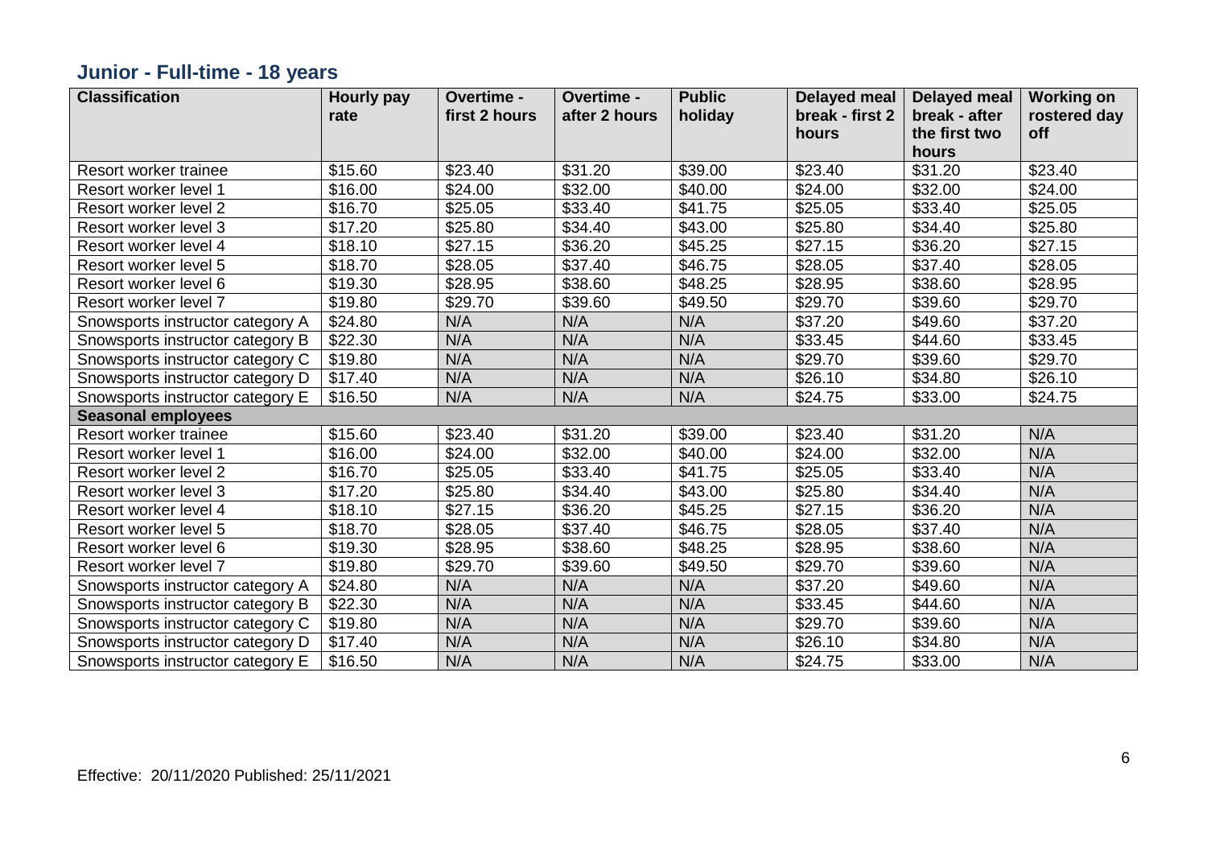## Junior - Full-time - 18 years

| Classification | Hourly pay rate | Overtime - first 2 hours | Overtime - after 2 hours | Public holiday | Delayed meal break - first 2 hours | Delayed meal break - after the first two hours | Working on rostered day off |
|---|---|---|---|---|---|---|---|
| Resort worker trainee | $15.60 | $23.40 | $31.20 | $39.00 | $23.40 | $31.20 | $23.40 |
| Resort worker level 1 | $16.00 | $24.00 | $32.00 | $40.00 | $24.00 | $32.00 | $24.00 |
| Resort worker level 2 | $16.70 | $25.05 | $33.40 | $41.75 | $25.05 | $33.40 | $25.05 |
| Resort worker level 3 | $17.20 | $25.80 | $34.40 | $43.00 | $25.80 | $34.40 | $25.80 |
| Resort worker level 4 | $18.10 | $27.15 | $36.20 | $45.25 | $27.15 | $36.20 | $27.15 |
| Resort worker level 5 | $18.70 | $28.05 | $37.40 | $46.75 | $28.05 | $37.40 | $28.05 |
| Resort worker level 6 | $19.30 | $28.95 | $38.60 | $48.25 | $28.95 | $38.60 | $28.95 |
| Resort worker level 7 | $19.80 | $29.70 | $39.60 | $49.50 | $29.70 | $39.60 | $29.70 |
| Snowsports instructor category A | $24.80 | N/A | N/A | N/A | $37.20 | $49.60 | $37.20 |
| Snowsports instructor category B | $22.30 | N/A | N/A | N/A | $33.45 | $44.60 | $33.45 |
| Snowsports instructor category C | $19.80 | N/A | N/A | N/A | $29.70 | $39.60 | $29.70 |
| Snowsports instructor category D | $17.40 | N/A | N/A | N/A | $26.10 | $34.80 | $26.10 |
| Snowsports instructor category E | $16.50 | N/A | N/A | N/A | $24.75 | $33.00 | $24.75 |
| **Seasonal employees** | | | | | | | |
| Resort worker trainee | $15.60 | $23.40 | $31.20 | $39.00 | $23.40 | $31.20 | N/A |
| Resort worker level 1 | $16.00 | $24.00 | $32.00 | $40.00 | $24.00 | $32.00 | N/A |
| Resort worker level 2 | $16.70 | $25.05 | $33.40 | $41.75 | $25.05 | $33.40 | N/A |
| Resort worker level 3 | $17.20 | $25.80 | $34.40 | $43.00 | $25.80 | $34.40 | N/A |
| Resort worker level 4 | $18.10 | $27.15 | $36.20 | $45.25 | $27.15 | $36.20 | N/A |
| Resort worker level 5 | $18.70 | $28.05 | $37.40 | $46.75 | $28.05 | $37.40 | N/A |
| Resort worker level 6 | $19.30 | $28.95 | $38.60 | $48.25 | $28.95 | $38.60 | N/A |
| Resort worker level 7 | $19.80 | $29.70 | $39.60 | $49.50 | $29.70 | $39.60 | N/A |
| Snowsports instructor category A | $24.80 | N/A | N/A | N/A | $37.20 | $49.60 | N/A |
| Snowsports instructor category B | $22.30 | N/A | N/A | N/A | $33.45 | $44.60 | N/A |
| Snowsports instructor category C | $19.80 | N/A | N/A | N/A | $29.70 | $39.60 | N/A |
| Snowsports instructor category D | $17.40 | N/A | N/A | N/A | $26.10 | $34.80 | N/A |
| Snowsports instructor category E | $16.50 | N/A | N/A | N/A | $24.75 | $33.00 | N/A |

Effective: 20/11/2020 Published: 25/11/2021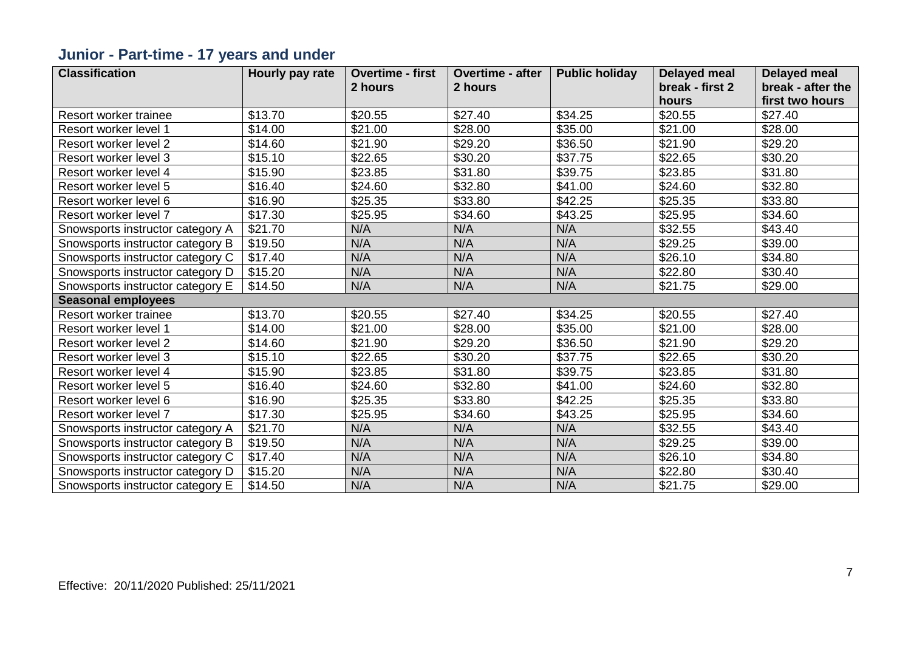## Junior - Part-time - 17 years and under

| Classification | Hourly pay rate | Overtime - first 2 hours | Overtime - after 2 hours | Public holiday | Delayed meal break - first 2 hours | Delayed meal break - after the first two hours |
|---|---|---|---|---|---|---|
| Resort worker trainee | $13.70 | $20.55 | $27.40 | $34.25 | $20.55 | $27.40 |
| Resort worker level 1 | $14.00 | $21.00 | $28.00 | $35.00 | $21.00 | $28.00 |
| Resort worker level 2 | $14.60 | $21.90 | $29.20 | $36.50 | $21.90 | $29.20 |
| Resort worker level 3 | $15.10 | $22.65 | $30.20 | $37.75 | $22.65 | $30.20 |
| Resort worker level 4 | $15.90 | $23.85 | $31.80 | $39.75 | $23.85 | $31.80 |
| Resort worker level 5 | $16.40 | $24.60 | $32.80 | $41.00 | $24.60 | $32.80 |
| Resort worker level 6 | $16.90 | $25.35 | $33.80 | $42.25 | $25.35 | $33.80 |
| Resort worker level 7 | $17.30 | $25.95 | $34.60 | $43.25 | $25.95 | $34.60 |
| Snowsports instructor category A | $21.70 | N/A | N/A | N/A | $32.55 | $43.40 |
| Snowsports instructor category B | $19.50 | N/A | N/A | N/A | $29.25 | $39.00 |
| Snowsports instructor category C | $17.40 | N/A | N/A | N/A | $26.10 | $34.80 |
| Snowsports instructor category D | $15.20 | N/A | N/A | N/A | $22.80 | $30.40 |
| Snowsports instructor category E | $14.50 | N/A | N/A | N/A | $21.75 | $29.00 |
| **Seasonal employees** | | | | | | |
| Resort worker trainee | $13.70 | $20.55 | $27.40 | $34.25 | $20.55 | $27.40 |
| Resort worker level 1 | $14.00 | $21.00 | $28.00 | $35.00 | $21.00 | $28.00 |
| Resort worker level 2 | $14.60 | $21.90 | $29.20 | $36.50 | $21.90 | $29.20 |
| Resort worker level 3 | $15.10 | $22.65 | $30.20 | $37.75 | $22.65 | $30.20 |
| Resort worker level 4 | $15.90 | $23.85 | $31.80 | $39.75 | $23.85 | $31.80 |
| Resort worker level 5 | $16.40 | $24.60 | $32.80 | $41.00 | $24.60 | $32.80 |
| Resort worker level 6 | $16.90 | $25.35 | $33.80 | $42.25 | $25.35 | $33.80 |
| Resort worker level 7 | $17.30 | $25.95 | $34.60 | $43.25 | $25.95 | $34.60 |
| Snowsports instructor category A | $21.70 | N/A | N/A | N/A | $32.55 | $43.40 |
| Snowsports instructor category B | $19.50 | N/A | N/A | N/A | $29.25 | $39.00 |
| Snowsports instructor category C | $17.40 | N/A | N/A | N/A | $26.10 | $34.80 |
| Snowsports instructor category D | $15.20 | N/A | N/A | N/A | $22.80 | $30.40 |
| Snowsports instructor category E | $14.50 | N/A | N/A | N/A | $21.75 | $29.00 |

Effective: 20/11/2020 Published: 25/11/2021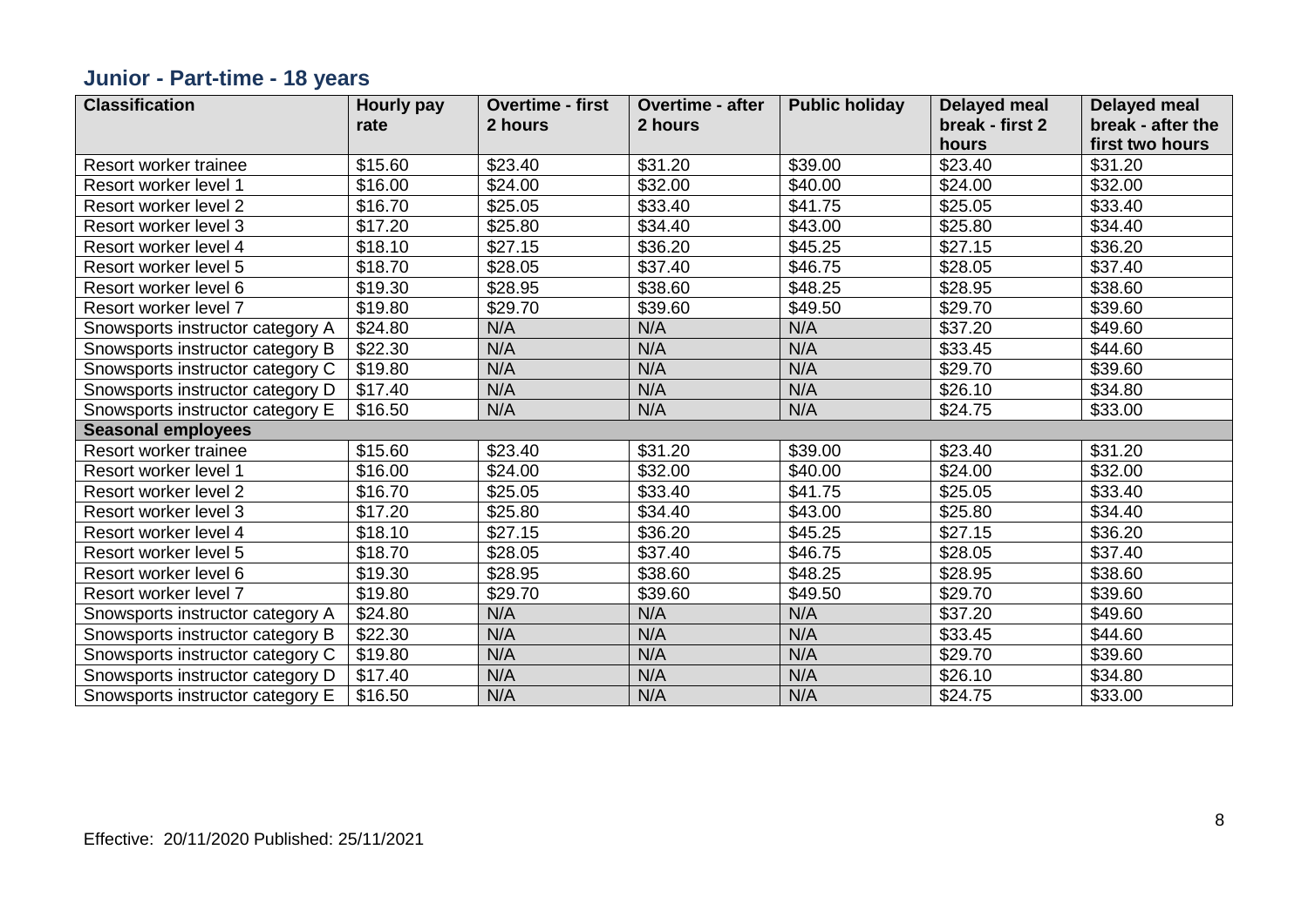## Junior - Part-time - 18 years

| Classification | Hourly pay rate | Overtime - first 2 hours | Overtime - after 2 hours | Public holiday | Delayed meal break - first 2 hours | Delayed meal break - after the first two hours |
|---|---|---|---|---|---|---|
| Resort worker trainee | $15.60 | $23.40 | $31.20 | $39.00 | $23.40 | $31.20 |
| Resort worker level 1 | $16.00 | $24.00 | $32.00 | $40.00 | $24.00 | $32.00 |
| Resort worker level 2 | $16.70 | $25.05 | $33.40 | $41.75 | $25.05 | $33.40 |
| Resort worker level 3 | $17.20 | $25.80 | $34.40 | $43.00 | $25.80 | $34.40 |
| Resort worker level 4 | $18.10 | $27.15 | $36.20 | $45.25 | $27.15 | $36.20 |
| Resort worker level 5 | $18.70 | $28.05 | $37.40 | $46.75 | $28.05 | $37.40 |
| Resort worker level 6 | $19.30 | $28.95 | $38.60 | $48.25 | $28.95 | $38.60 |
| Resort worker level 7 | $19.80 | $29.70 | $39.60 | $49.50 | $29.70 | $39.60 |
| Snowsports instructor category A | $24.80 | N/A | N/A | N/A | $37.20 | $49.60 |
| Snowsports instructor category B | $22.30 | N/A | N/A | N/A | $33.45 | $44.60 |
| Snowsports instructor category C | $19.80 | N/A | N/A | N/A | $29.70 | $39.60 |
| Snowsports instructor category D | $17.40 | N/A | N/A | N/A | $26.10 | $34.80 |
| Snowsports instructor category E | $16.50 | N/A | N/A | N/A | $24.75 | $33.00 |
| **Seasonal employees** | | | | | | |
| Resort worker trainee | $15.60 | $23.40 | $31.20 | $39.00 | $23.40 | $31.20 |
| Resort worker level 1 | $16.00 | $24.00 | $32.00 | $40.00 | $24.00 | $32.00 |
| Resort worker level 2 | $16.70 | $25.05 | $33.40 | $41.75 | $25.05 | $33.40 |
| Resort worker level 3 | $17.20 | $25.80 | $34.40 | $43.00 | $25.80 | $34.40 |
| Resort worker level 4 | $18.10 | $27.15 | $36.20 | $45.25 | $27.15 | $36.20 |
| Resort worker level 5 | $18.70 | $28.05 | $37.40 | $46.75 | $28.05 | $37.40 |
| Resort worker level 6 | $19.30 | $28.95 | $38.60 | $48.25 | $28.95 | $38.60 |
| Resort worker level 7 | $19.80 | $29.70 | $39.60 | $49.50 | $29.70 | $39.60 |
| Snowsports instructor category A | $24.80 | N/A | N/A | N/A | $37.20 | $49.60 |
| Snowsports instructor category B | $22.30 | N/A | N/A | N/A | $33.45 | $44.60 |
| Snowsports instructor category C | $19.80 | N/A | N/A | N/A | $29.70 | $39.60 |
| Snowsports instructor category D | $17.40 | N/A | N/A | N/A | $26.10 | $34.80 |
| Snowsports instructor category E | $16.50 | N/A | N/A | N/A | $24.75 | $33.00 |

Effective: 20/11/2020 Published: 25/11/2021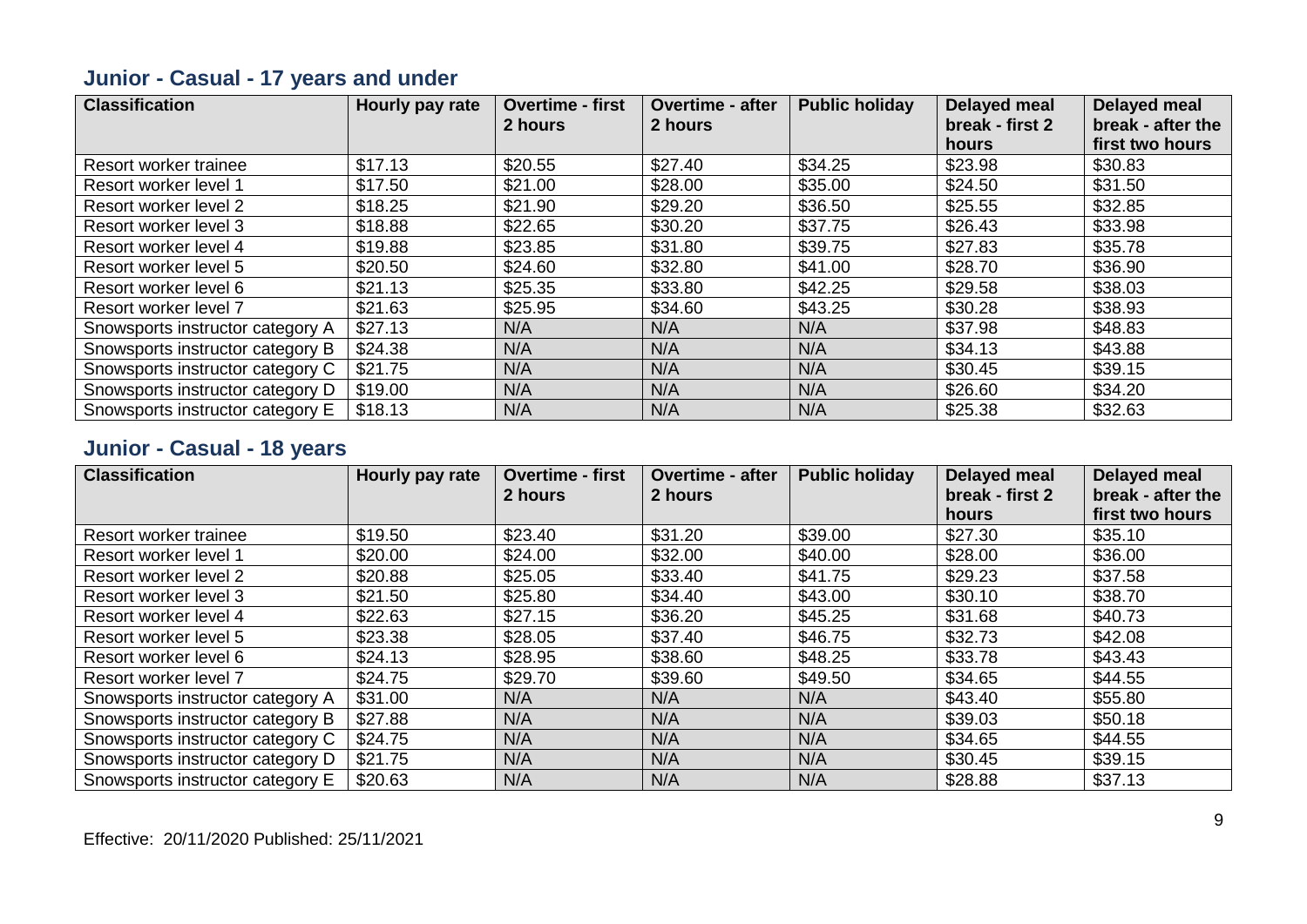## Junior - Casual - 17 years and under

| Classification | Hourly pay rate | Overtime - first 2 hours | Overtime - after 2 hours | Public holiday | Delayed meal break - first 2 hours | Delayed meal break - after the first two hours |
|---|---|---|---|---|---|---|
| Resort worker trainee | $17.13 | $20.55 | $27.40 | $34.25 | $23.98 | $30.83 |
| Resort worker level 1 | $17.50 | $21.00 | $28.00 | $35.00 | $24.50 | $31.50 |
| Resort worker level 2 | $18.25 | $21.90 | $29.20 | $36.50 | $25.55 | $32.85 |
| Resort worker level 3 | $18.88 | $22.65 | $30.20 | $37.75 | $26.43 | $33.98 |
| Resort worker level 4 | $19.88 | $23.85 | $31.80 | $39.75 | $27.83 | $35.78 |
| Resort worker level 5 | $20.50 | $24.60 | $32.80 | $41.00 | $28.70 | $36.90 |
| Resort worker level 6 | $21.13 | $25.35 | $33.80 | $42.25 | $29.58 | $38.03 |
| Resort worker level 7 | $21.63 | $25.95 | $34.60 | $43.25 | $30.28 | $38.93 |
| Snowsports instructor category A | $27.13 | N/A | N/A | N/A | $37.98 | $48.83 |
| Snowsports instructor category B | $24.38 | N/A | N/A | N/A | $34.13 | $43.88 |
| Snowsports instructor category C | $21.75 | N/A | N/A | N/A | $30.45 | $39.15 |
| Snowsports instructor category D | $19.00 | N/A | N/A | N/A | $26.60 | $34.20 |
| Snowsports instructor category E | $18.13 | N/A | N/A | N/A | $25.38 | $32.63 |

## Junior - Casual - 18 years

| Classification | Hourly pay rate | Overtime - first 2 hours | Overtime - after 2 hours | Public holiday | Delayed meal break - first 2 hours | Delayed meal break - after the first two hours |
|---|---|---|---|---|---|---|
| Resort worker trainee | $19.50 | $23.40 | $31.20 | $39.00 | $27.30 | $35.10 |
| Resort worker level 1 | $20.00 | $24.00 | $32.00 | $40.00 | $28.00 | $36.00 |
| Resort worker level 2 | $20.88 | $25.05 | $33.40 | $41.75 | $29.23 | $37.58 |
| Resort worker level 3 | $21.50 | $25.80 | $34.40 | $43.00 | $30.10 | $38.70 |
| Resort worker level 4 | $22.63 | $27.15 | $36.20 | $45.25 | $31.68 | $40.73 |
| Resort worker level 5 | $23.38 | $28.05 | $37.40 | $46.75 | $32.73 | $42.08 |
| Resort worker level 6 | $24.13 | $28.95 | $38.60 | $48.25 | $33.78 | $43.43 |
| Resort worker level 7 | $24.75 | $29.70 | $39.60 | $49.50 | $34.65 | $44.55 |
| Snowsports instructor category A | $31.00 | N/A | N/A | N/A | $43.40 | $55.80 |
| Snowsports instructor category B | $27.88 | N/A | N/A | N/A | $39.03 | $50.18 |
| Snowsports instructor category C | $24.75 | N/A | N/A | N/A | $34.65 | $44.55 |
| Snowsports instructor category D | $21.75 | N/A | N/A | N/A | $30.45 | $39.15 |
| Snowsports instructor category E | $20.63 | N/A | N/A | N/A | $28.88 | $37.13 |

Effective: 20/11/2020 Published: 25/11/2021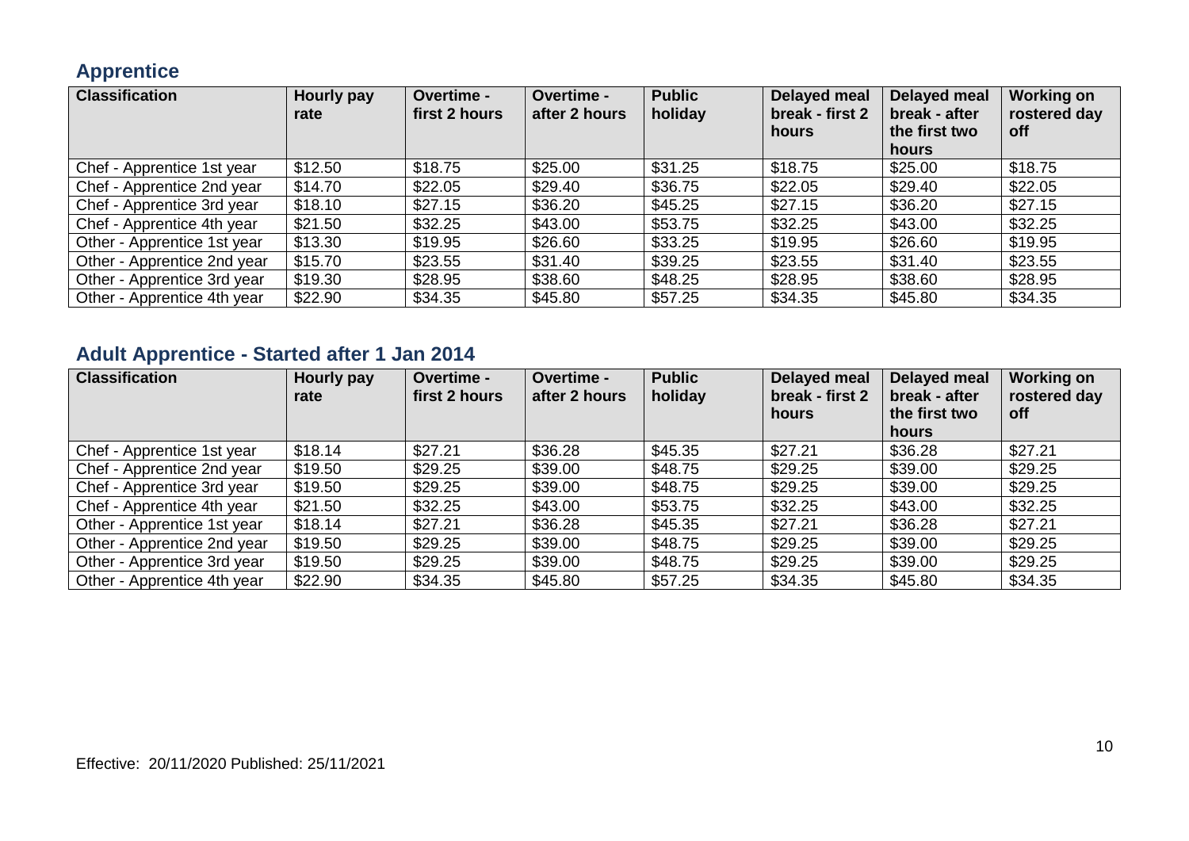## Apprentice

| Classification | Hourly pay rate | Overtime - first 2 hours | Overtime - after 2 hours | Public holiday | Delayed meal break - first 2 hours | Delayed meal break - after the first two hours | Working on rostered day off |
|---|---|---|---|---|---|---|---|
| Chef - Apprentice 1st year | $12.50 | $18.75 | $25.00 | $31.25 | $18.75 | $25.00 | $18.75 |
| Chef - Apprentice 2nd year | $14.70 | $22.05 | $29.40 | $36.75 | $22.05 | $29.40 | $22.05 |
| Chef - Apprentice 3rd year | $18.10 | $27.15 | $36.20 | $45.25 | $27.15 | $36.20 | $27.15 |
| Chef - Apprentice 4th year | $21.50 | $32.25 | $43.00 | $53.75 | $32.25 | $43.00 | $32.25 |
| Other - Apprentice 1st year | $13.30 | $19.95 | $26.60 | $33.25 | $19.95 | $26.60 | $19.95 |
| Other - Apprentice 2nd year | $15.70 | $23.55 | $31.40 | $39.25 | $23.55 | $31.40 | $23.55 |
| Other - Apprentice 3rd year | $19.30 | $28.95 | $38.60 | $48.25 | $28.95 | $38.60 | $28.95 |
| Other - Apprentice 4th year | $22.90 | $34.35 | $45.80 | $57.25 | $34.35 | $45.80 | $34.35 |

## Adult Apprentice - Started after 1 Jan 2014

| Classification | Hourly pay rate | Overtime - first 2 hours | Overtime - after 2 hours | Public holiday | Delayed meal break - first 2 hours | Delayed meal break - after the first two hours | Working on rostered day off |
|---|---|---|---|---|---|---|---|
| Chef - Apprentice 1st year | $18.14 | $27.21 | $36.28 | $45.35 | $27.21 | $36.28 | $27.21 |
| Chef - Apprentice 2nd year | $19.50 | $29.25 | $39.00 | $48.75 | $29.25 | $39.00 | $29.25 |
| Chef - Apprentice 3rd year | $19.50 | $29.25 | $39.00 | $48.75 | $29.25 | $39.00 | $29.25 |
| Chef - Apprentice 4th year | $21.50 | $32.25 | $43.00 | $53.75 | $32.25 | $43.00 | $32.25 |
| Other - Apprentice 1st year | $18.14 | $27.21 | $36.28 | $45.35 | $27.21 | $36.28 | $27.21 |
| Other - Apprentice 2nd year | $19.50 | $29.25 | $39.00 | $48.75 | $29.25 | $39.00 | $29.25 |
| Other - Apprentice 3rd year | $19.50 | $29.25 | $39.00 | $48.75 | $29.25 | $39.00 | $29.25 |
| Other - Apprentice 4th year | $22.90 | $34.35 | $45.80 | $57.25 | $34.35 | $45.80 | $34.35 |

Effective: 20/11/2020 Published: 25/11/2021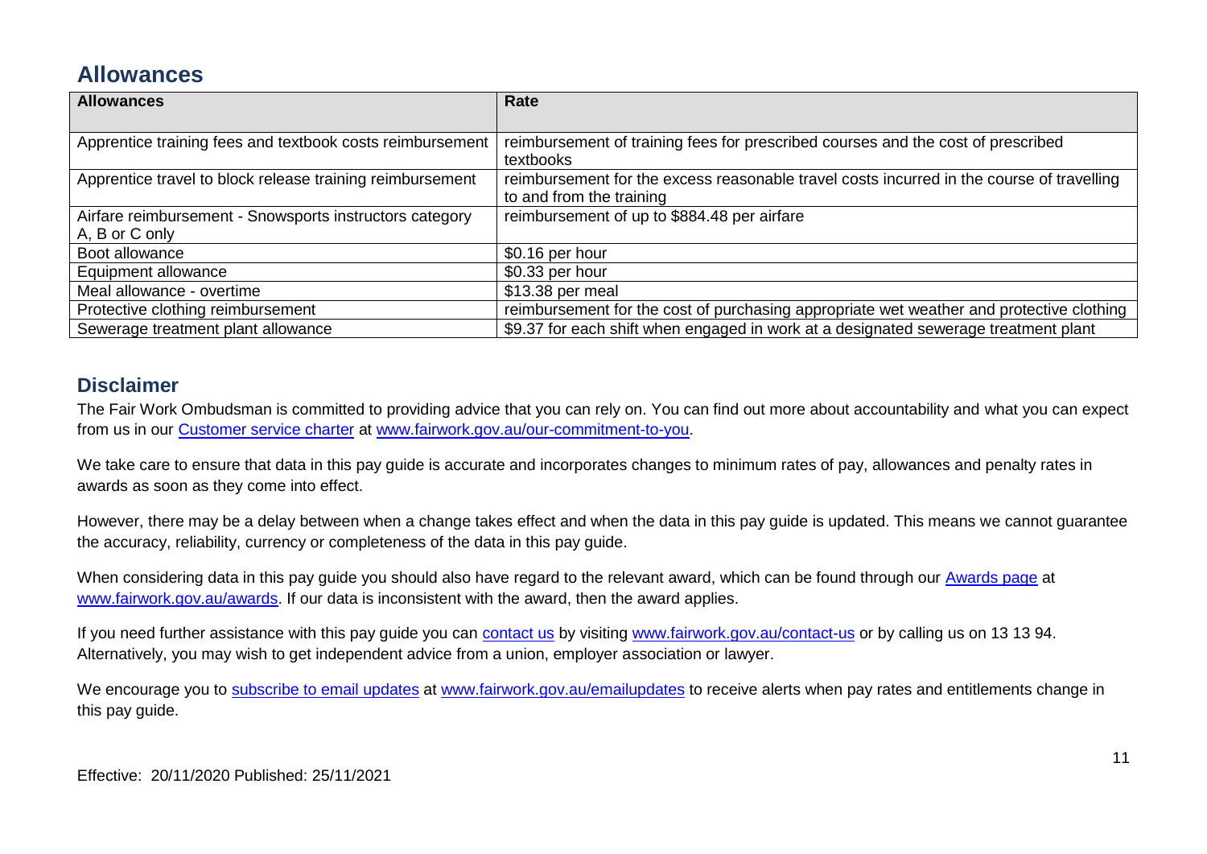## Allowances

| Allowances | Rate |
| --- | --- |
| Apprentice training fees and textbook costs reimbursement | reimbursement of training fees for prescribed courses and the cost of prescribed textbooks |
| Apprentice travel to block release training reimbursement | reimbursement for the excess reasonable travel costs incurred in the course of travelling to and from the training |
| Airfare reimbursement - Snowsports instructors category A, B or C only | reimbursement of up to $884.48 per airfare |
| Boot allowance | $0.16 per hour |
| Equipment allowance | $0.33 per hour |
| Meal allowance - overtime | $13.38 per meal |
| Protective clothing reimbursement | reimbursement for the cost of purchasing appropriate wet weather and protective clothing |
| Sewerage treatment plant allowance | $9.37 for each shift when engaged in work at a designated sewerage treatment plant |

## Disclaimer

The Fair Work Ombudsman is committed to providing advice that you can rely on. You can find out more about accountability and what you can expect from us in our Customer service charter at www.fairwork.gov.au/our-commitment-to-you.

We take care to ensure that data in this pay guide is accurate and incorporates changes to minimum rates of pay, allowances and penalty rates in awards as soon as they come into effect.

However, there may be a delay between when a change takes effect and when the data in this pay guide is updated. This means we cannot guarantee the accuracy, reliability, currency or completeness of the data in this pay guide.

When considering data in this pay guide you should also have regard to the relevant award, which can be found through our Awards page at www.fairwork.gov.au/awards. If our data is inconsistent with the award, then the award applies.

If you need further assistance with this pay guide you can contact us by visiting www.fairwork.gov.au/contact-us or by calling us on 13 13 94. Alternatively, you may wish to get independent advice from a union, employer association or lawyer.

We encourage you to subscribe to email updates at www.fairwork.gov.au/emailupdates to receive alerts when pay rates and entitlements change in this pay guide.